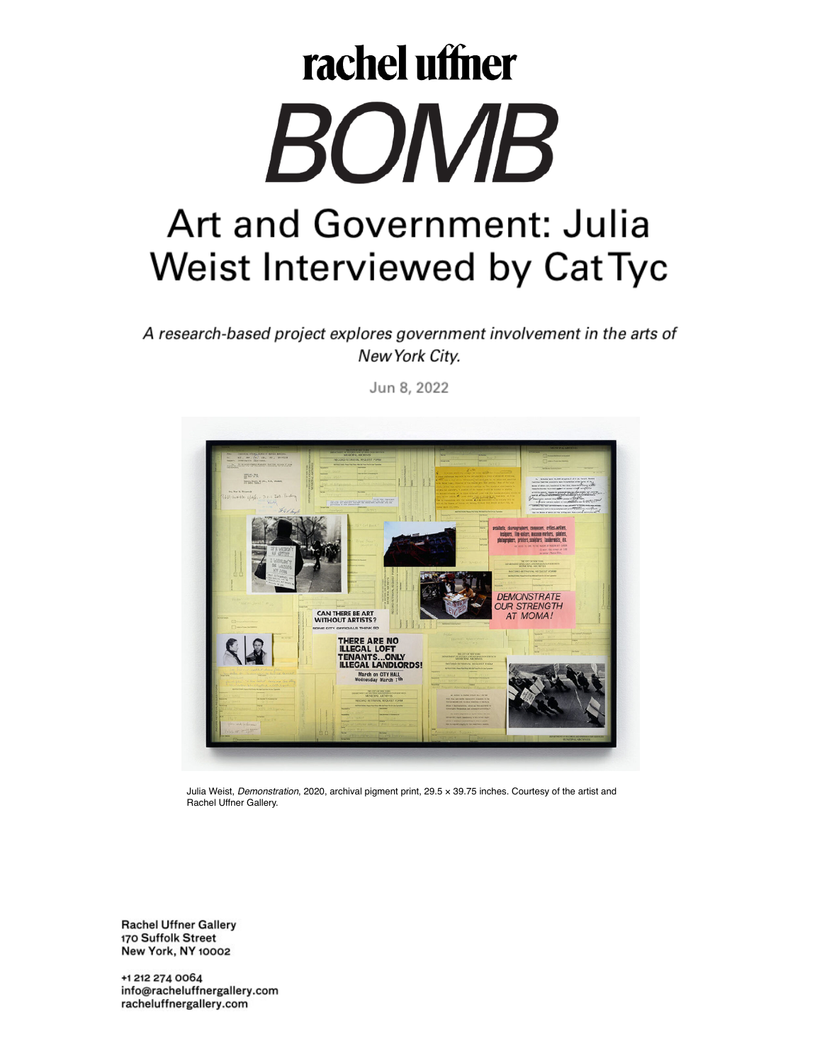rachel uffner

BOMB

# Art and Government: Julia Weist Interviewed by Cat Tyc

*A research-based project explores government involvement in the arts of New York City.*

Jun 8, 2022

Julia Weist, *Demonstration*, 2020, archival pigment print, 29.5 × 39.75 inches. Courtesy of the artist and Rachel Uffner Gallery.

Rachel Uffner Gallery
170 Suffolk Street
New York, NY 10002

+1 212 274 0064
info@racheluffnergallery.com
racheluffnergallery.com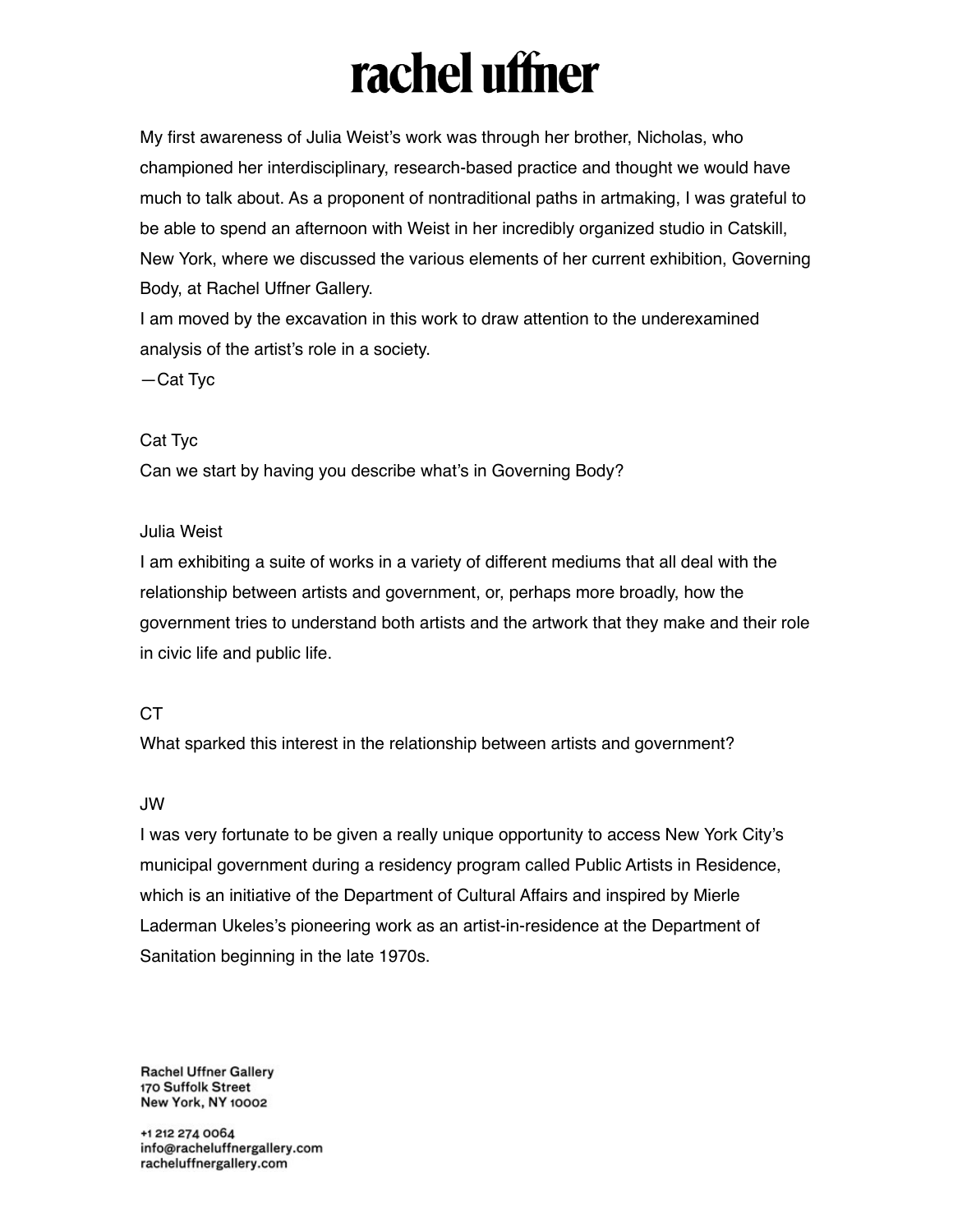My first awareness of Julia Weist's work was through her brother, Nicholas, who championed her interdisciplinary, research-based practice and thought we would have much to talk about. As a proponent of nontraditional paths in artmaking, I was grateful to be able to spend an afternoon with Weist in her incredibly organized studio in Catskill, New York, where we discussed the various elements of her current exhibition, Governing Body, at Rachel Uffner Gallery.

I am moved by the excavation in this work to draw attention to the underexamined analysis of the artist's role in a society.

—Cat Tyc

Cat Tyc

Can we start by having you describe what's in Governing Body?

Julia Weist

I am exhibiting a suite of works in a variety of different mediums that all deal with the relationship between artists and government, or, perhaps more broadly, how the government tries to understand both artists and the artwork that they make and their role in civic life and public life.

CT

What sparked this interest in the relationship between artists and government?

JW

I was very fortunate to be given a really unique opportunity to access New York City's municipal government during a residency program called Public Artists in Residence, which is an initiative of the Department of Cultural Affairs and inspired by Mierle Laderman Ukeles's pioneering work as an artist-in-residence at the Department of Sanitation beginning in the late 1970s.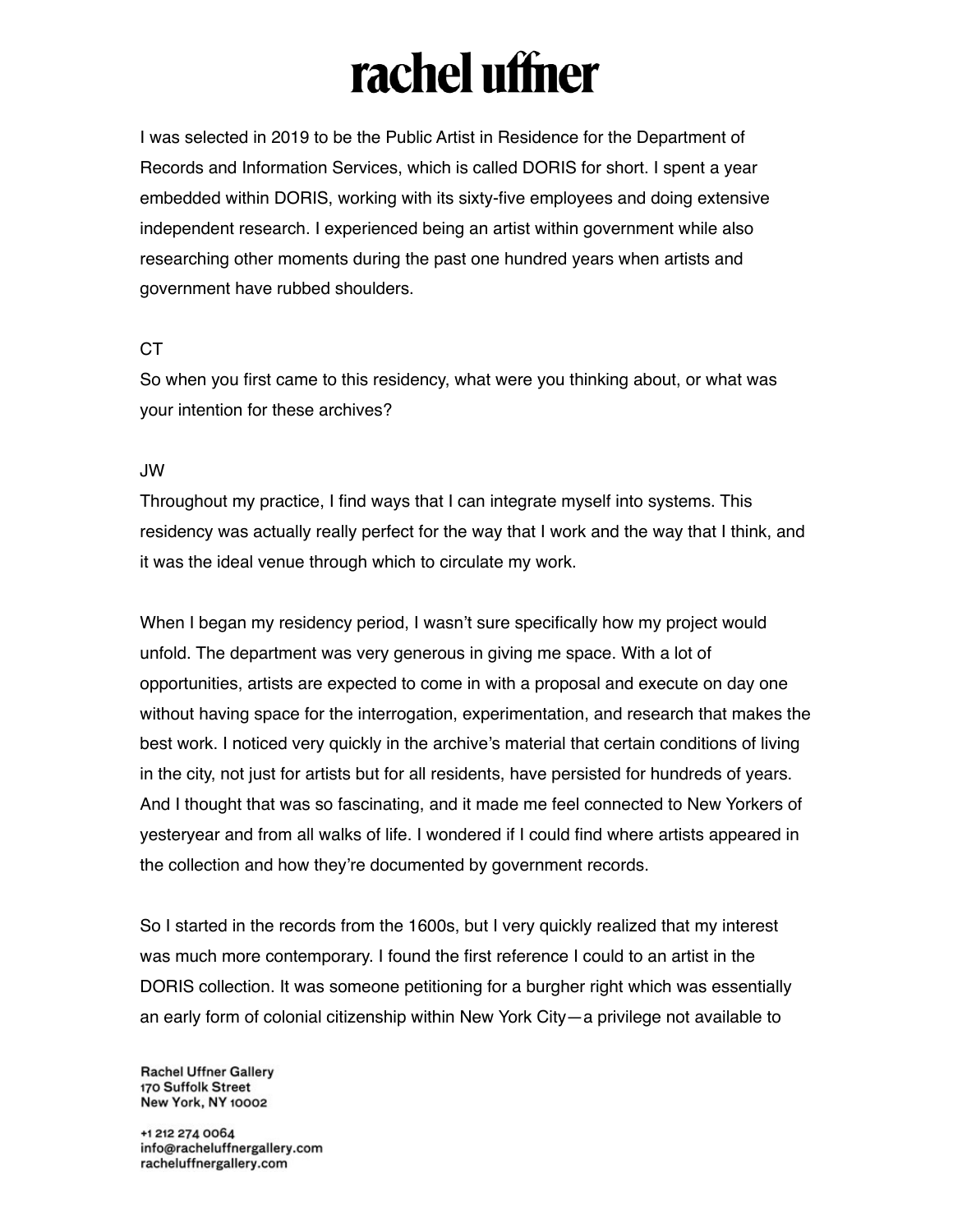I was selected in 2019 to be the Public Artist in Residence for the Department of Records and Information Services, which is called DORIS for short. I spent a year embedded within DORIS, working with its sixty-five employees and doing extensive independent research. I experienced being an artist within government while also researching other moments during the past one hundred years when artists and government have rubbed shoulders.

CT
So when you first came to this residency, what were you thinking about, or what was your intention for these archives?

JW
Throughout my practice, I find ways that I can integrate myself into systems. This residency was actually really perfect for the way that I work and the way that I think, and it was the ideal venue through which to circulate my work.

When I began my residency period, I wasn't sure specifically how my project would unfold. The department was very generous in giving me space. With a lot of opportunities, artists are expected to come in with a proposal and execute on day one without having space for the interrogation, experimentation, and research that makes the best work. I noticed very quickly in the archive's material that certain conditions of living in the city, not just for artists but for all residents, have persisted for hundreds of years. And I thought that was so fascinating, and it made me feel connected to New Yorkers of yesteryear and from all walks of life. I wondered if I could find where artists appeared in the collection and how they're documented by government records.

So I started in the records from the 1600s, but I very quickly realized that my interest was much more contemporary. I found the first reference I could to an artist in the DORIS collection. It was someone petitioning for a burgher right which was essentially an early form of colonial citizenship within New York City—a privilege not available to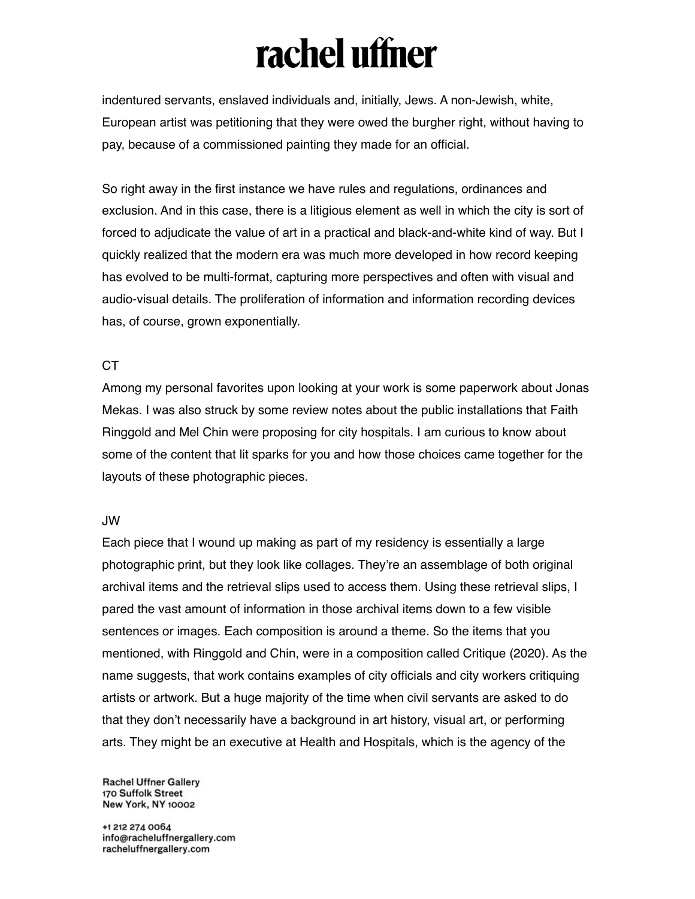indentured servants, enslaved individuals and, initially, Jews. A non-Jewish, white, European artist was petitioning that they were owed the burgher right, without having to pay, because of a commissioned painting they made for an official.

So right away in the first instance we have rules and regulations, ordinances and exclusion. And in this case, there is a litigious element as well in which the city is sort of forced to adjudicate the value of art in a practical and black-and-white kind of way. But I quickly realized that the modern era was much more developed in how record keeping has evolved to be multi-format, capturing more perspectives and often with visual and audio-visual details. The proliferation of information and information recording devices has, of course, grown exponentially.

CT

Among my personal favorites upon looking at your work is some paperwork about Jonas Mekas. I was also struck by some review notes about the public installations that Faith Ringgold and Mel Chin were proposing for city hospitals. I am curious to know about some of the content that lit sparks for you and how those choices came together for the layouts of these photographic pieces.

JW

Each piece that I wound up making as part of my residency is essentially a large photographic print, but they look like collages. They're an assemblage of both original archival items and the retrieval slips used to access them. Using these retrieval slips, I pared the vast amount of information in those archival items down to a few visible sentences or images. Each composition is around a theme. So the items that you mentioned, with Ringgold and Chin, were in a composition called Critique (2020). As the name suggests, that work contains examples of city officials and city workers critiquing artists or artwork. But a huge majority of the time when civil servants are asked to do that they don't necessarily have a background in art history, visual art, or performing arts. They might be an executive at Health and Hospitals, which is the agency of the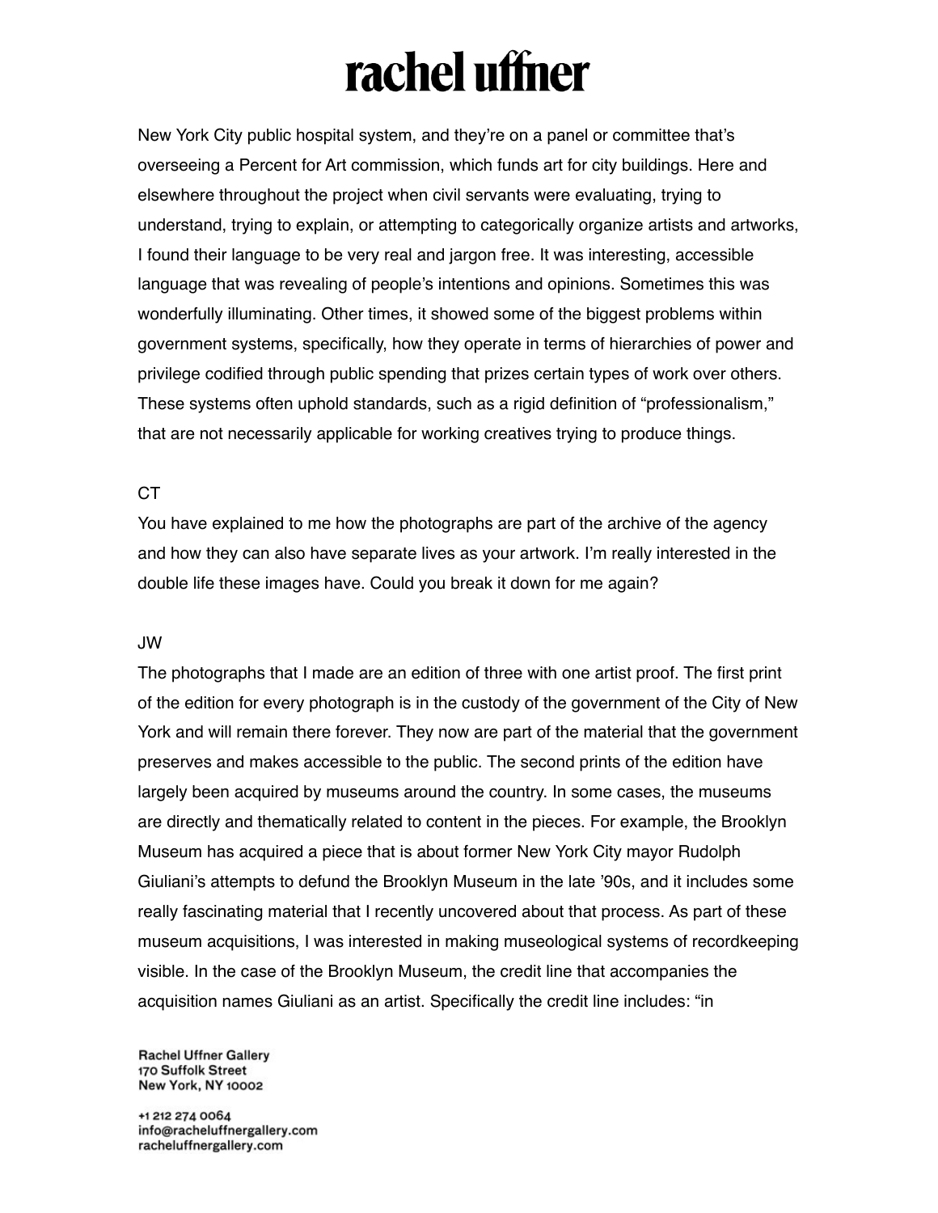New York City public hospital system, and they're on a panel or committee that's overseeing a Percent for Art commission, which funds art for city buildings. Here and elsewhere throughout the project when civil servants were evaluating, trying to understand, trying to explain, or attempting to categorically organize artists and artworks, I found their language to be very real and jargon free. It was interesting, accessible language that was revealing of people's intentions and opinions. Sometimes this was wonderfully illuminating. Other times, it showed some of the biggest problems within government systems, specifically, how they operate in terms of hierarchies of power and privilege codified through public spending that prizes certain types of work over others. These systems often uphold standards, such as a rigid definition of "professionalism," that are not necessarily applicable for working creatives trying to produce things.

CT

You have explained to me how the photographs are part of the archive of the agency and how they can also have separate lives as your artwork. I'm really interested in the double life these images have. Could you break it down for me again?

JW

The photographs that I made are an edition of three with one artist proof. The first print of the edition for every photograph is in the custody of the government of the City of New York and will remain there forever. They now are part of the material that the government preserves and makes accessible to the public. The second prints of the edition have largely been acquired by museums around the country. In some cases, the museums are directly and thematically related to content in the pieces. For example, the Brooklyn Museum has acquired a piece that is about former New York City mayor Rudolph Giuliani's attempts to defund the Brooklyn Museum in the late '90s, and it includes some really fascinating material that I recently uncovered about that process. As part of these museum acquisitions, I was interested in making museological systems of recordkeeping visible. In the case of the Brooklyn Museum, the credit line that accompanies the acquisition names Giuliani as an artist. Specifically the credit line includes: "in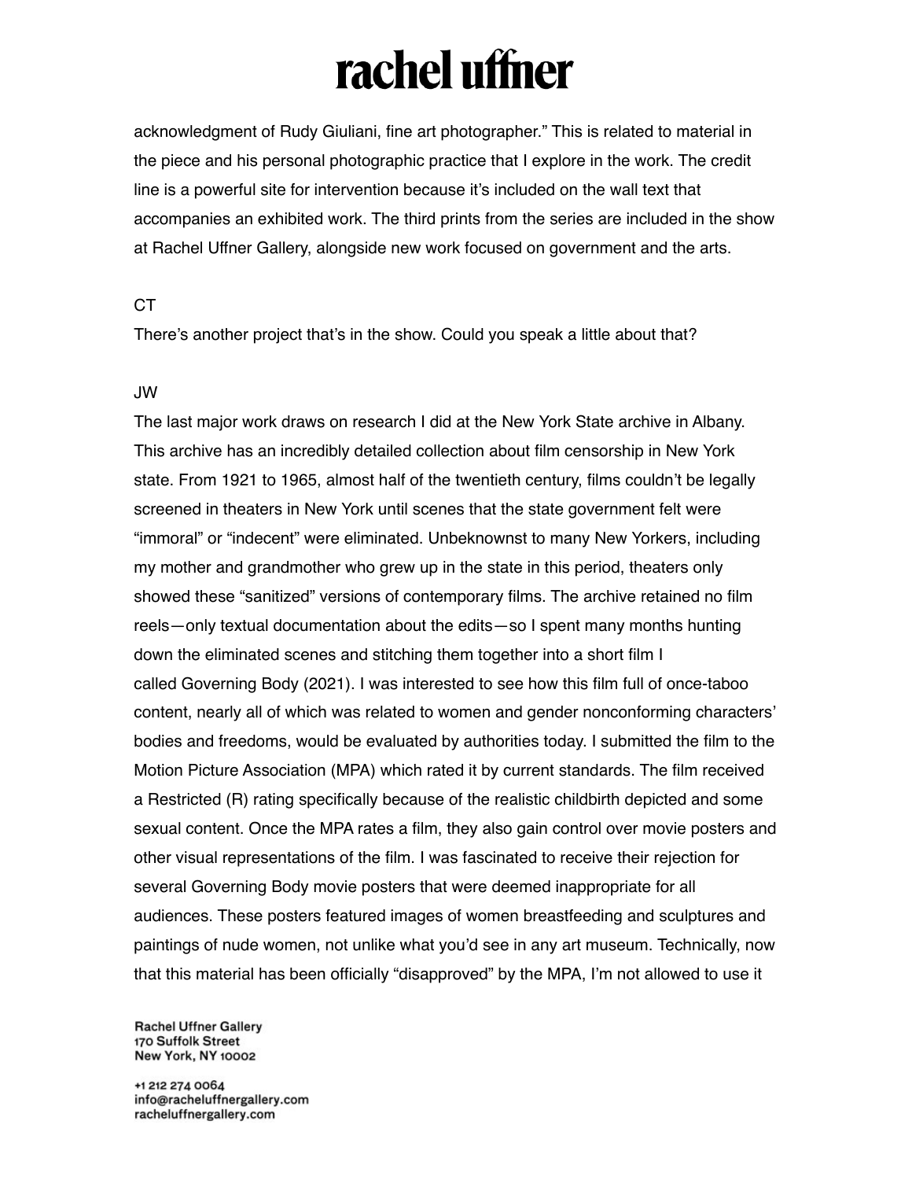acknowledgment of Rudy Giuliani, fine art photographer." This is related to material in the piece and his personal photographic practice that I explore in the work. The credit line is a powerful site for intervention because it's included on the wall text that accompanies an exhibited work. The third prints from the series are included in the show at Rachel Uffner Gallery, alongside new work focused on government and the arts.

CT

There's another project that's in the show. Could you speak a little about that?

JW

The last major work draws on research I did at the New York State archive in Albany. This archive has an incredibly detailed collection about film censorship in New York state. From 1921 to 1965, almost half of the twentieth century, films couldn't be legally screened in theaters in New York until scenes that the state government felt were "immoral" or "indecent" were eliminated. Unbeknownst to many New Yorkers, including my mother and grandmother who grew up in the state in this period, theaters only showed these "sanitized" versions of contemporary films. The archive retained no film reels—only textual documentation about the edits—so I spent many months hunting down the eliminated scenes and stitching them together into a short film I called Governing Body (2021). I was interested to see how this film full of once-taboo content, nearly all of which was related to women and gender nonconforming characters' bodies and freedoms, would be evaluated by authorities today. I submitted the film to the Motion Picture Association (MPA) which rated it by current standards. The film received a Restricted (R) rating specifically because of the realistic childbirth depicted and some sexual content. Once the MPA rates a film, they also gain control over movie posters and other visual representations of the film. I was fascinated to receive their rejection for several Governing Body movie posters that were deemed inappropriate for all audiences. These posters featured images of women breastfeeding and sculptures and paintings of nude women, not unlike what you'd see in any art museum. Technically, now that this material has been officially "disapproved" by the MPA, I'm not allowed to use it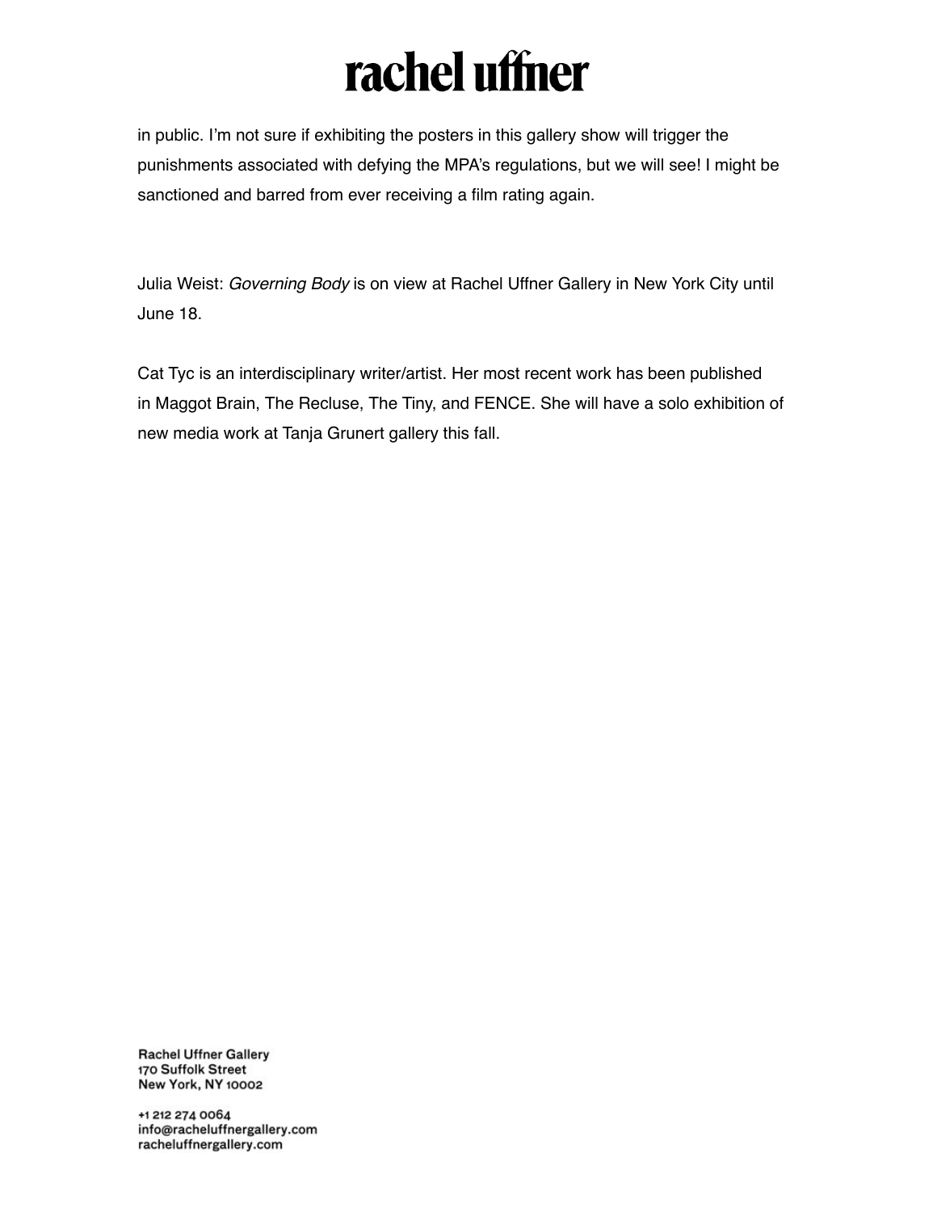in public. I'm not sure if exhibiting the posters in this gallery show will trigger the punishments associated with defying the MPA's regulations, but we will see! I might be sanctioned and barred from ever receiving a film rating again.

Julia Weist: *Governing Body* is on view at Rachel Uffner Gallery in New York City until June 18.

Cat Tyc is an interdisciplinary writer/artist. Her most recent work has been published in Maggot Brain, The Recluse, The Tiny, and FENCE. She will have a solo exhibition of new media work at Tanja Grunert gallery this fall.